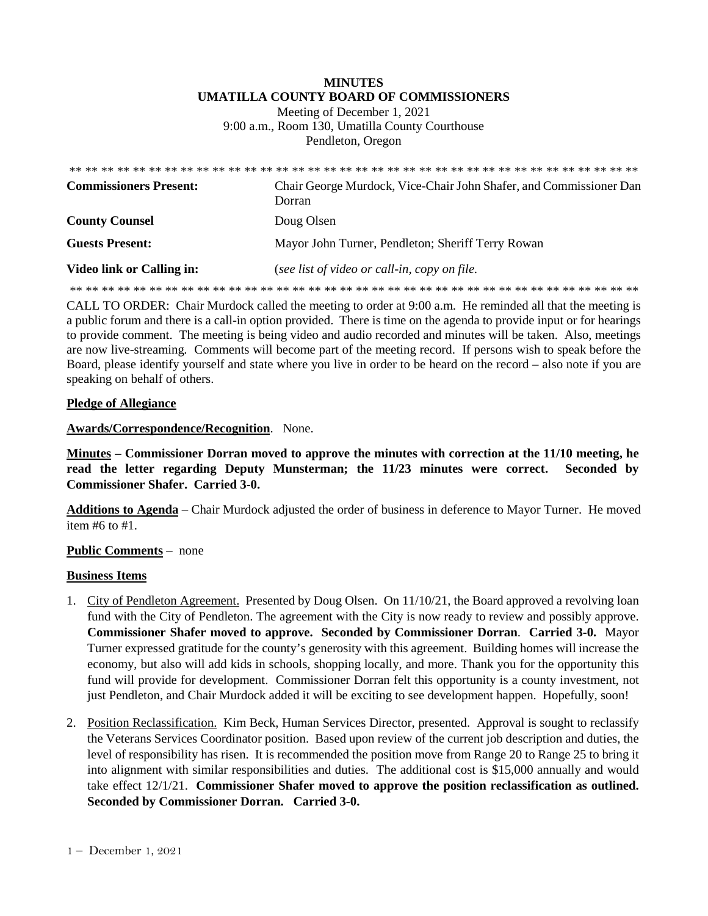**MINUTES**
**UMATILLA COUNTY BOARD OF COMMISSIONERS**
Meeting of December 1, 2021
9:00 a.m., Room 130, Umatilla County Courthouse
Pendleton, Oregon

** ** ** ** ** ** ** ** ** ** ** ** ** ** ** ** ** ** ** ** ** ** ** ** ** ** ** ** ** ** ** ** ** ** ** ** ** ** **

| | |
|---|---|
| **Commissioners Present:** | Chair George Murdock, Vice-Chair John Shafer, and Commissioner Dan Dorran |
| **County Counsel** | Doug Olsen |
| **Guests Present:** | Mayor John Turner, Pendleton; Sheriff Terry Rowan |
| **Video link or Calling in:** | (*see list of video or call-in, copy on file.* |

** ** ** ** ** ** ** ** ** ** ** ** ** ** ** ** ** ** ** ** ** ** ** ** ** ** ** ** ** ** ** ** ** ** ** ** ** ** **

CALL TO ORDER: Chair Murdock called the meeting to order at 9:00 a.m. He reminded all that the meeting is a public forum and there is a call-in option provided. There is time on the agenda to provide input or for hearings to provide comment. The meeting is being video and audio recorded and minutes will be taken. Also, meetings are now live-streaming. Comments will become part of the meeting record. If persons wish to speak before the Board, please identify yourself and state where you live in order to be heard on the record – also note if you are speaking on behalf of others.

**Pledge of Allegiance**

**Awards/Correspondence/Recognition**. None.

**Minutes – Commissioner Dorran moved to approve the minutes with correction at the 11/10 meeting, he read the letter regarding Deputy Munsterman; the 11/23 minutes were correct. Seconded by Commissioner Shafer. Carried 3-0.**

**Additions to Agenda** – Chair Murdock adjusted the order of business in deference to Mayor Turner. He moved item #6 to #1.

**Public Comments** – none

**Business Items**

1. City of Pendleton Agreement. Presented by Doug Olsen. On 11/10/21, the Board approved a revolving loan fund with the City of Pendleton. The agreement with the City is now ready to review and possibly approve. **Commissioner Shafer moved to approve. Seconded by Commissioner Dorran. Carried 3-0.** Mayor Turner expressed gratitude for the county's generosity with this agreement. Building homes will increase the economy, but also will add kids in schools, shopping locally, and more. Thank you for the opportunity this fund will provide for development. Commissioner Dorran felt this opportunity is a county investment, not just Pendleton, and Chair Murdock added it will be exciting to see development happen. Hopefully, soon!

2. Position Reclassification. Kim Beck, Human Services Director, presented. Approval is sought to reclassify the Veterans Services Coordinator position. Based upon review of the current job description and duties, the level of responsibility has risen. It is recommended the position move from Range 20 to Range 25 to bring it into alignment with similar responsibilities and duties. The additional cost is $15,000 annually and would take effect 12/1/21. **Commissioner Shafer moved to approve the position reclassification as outlined. Seconded by Commissioner Dorran. Carried 3-0.**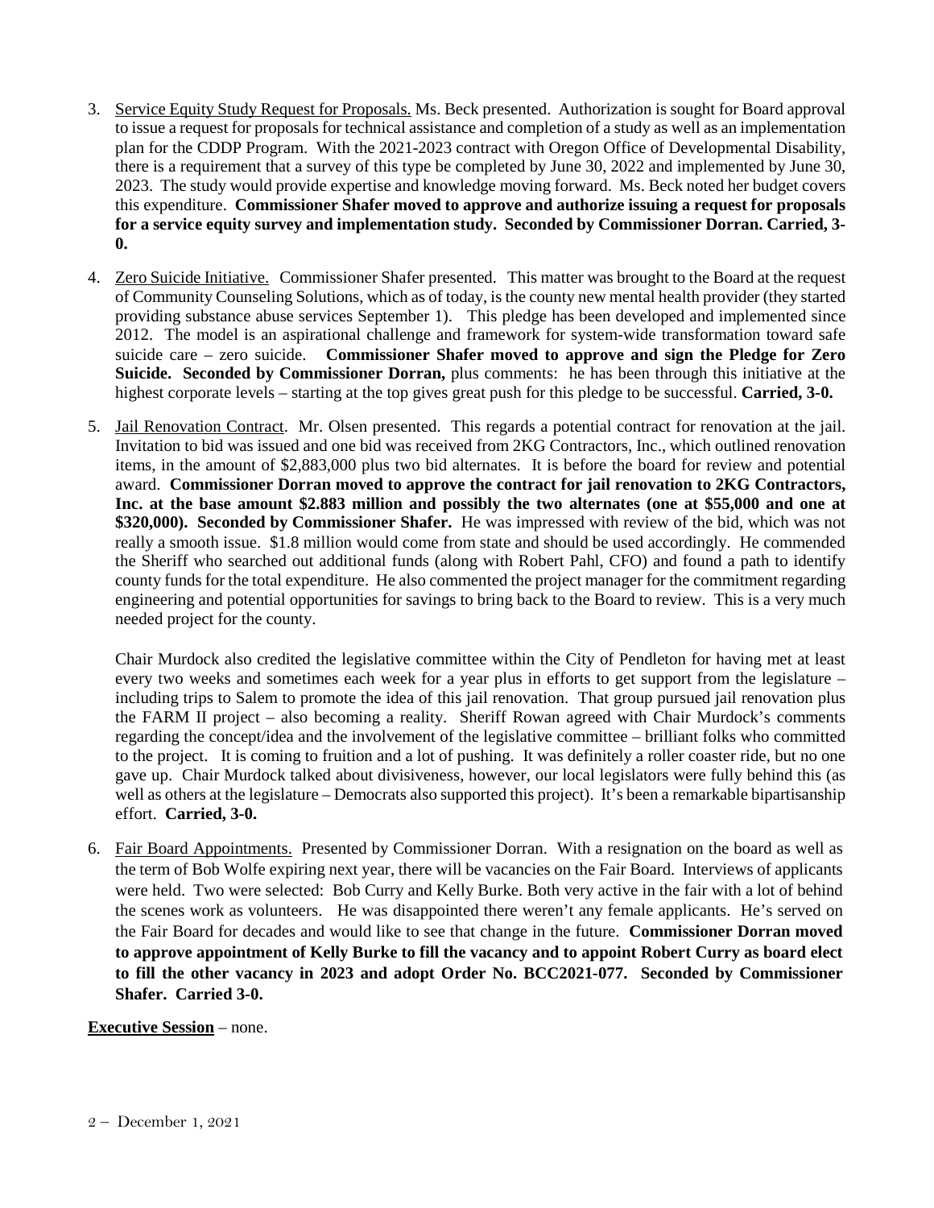3. Service Equity Study Request for Proposals. Ms. Beck presented. Authorization is sought for Board approval to issue a request for proposals for technical assistance and completion of a study as well as an implementation plan for the CDDP Program. With the 2021-2023 contract with Oregon Office of Developmental Disability, there is a requirement that a survey of this type be completed by June 30, 2022 and implemented by June 30, 2023. The study would provide expertise and knowledge moving forward. Ms. Beck noted her budget covers this expenditure. **Commissioner Shafer moved to approve and authorize issuing a request for proposals for a service equity survey and implementation study. Seconded by Commissioner Dorran. Carried, 3-0.**

4. Zero Suicide Initiative. Commissioner Shafer presented. This matter was brought to the Board at the request of Community Counseling Solutions, which as of today, is the county new mental health provider (they started providing substance abuse services September 1). This pledge has been developed and implemented since 2012. The model is an aspirational challenge and framework for system-wide transformation toward safe suicide care – zero suicide. **Commissioner Shafer moved to approve and sign the Pledge for Zero Suicide. Seconded by Commissioner Dorran,** plus comments: he has been through this initiative at the highest corporate levels – starting at the top gives great push for this pledge to be successful. **Carried, 3-0.**

5. Jail Renovation Contract. Mr. Olsen presented. This regards a potential contract for renovation at the jail. Invitation to bid was issued and one bid was received from 2KG Contractors, Inc., which outlined renovation items, in the amount of $2,883,000 plus two bid alternates. It is before the board for review and potential award. **Commissioner Dorran moved to approve the contract for jail renovation to 2KG Contractors, Inc. at the base amount $2.883 million and possibly the two alternates (one at $55,000 and one at $320,000). Seconded by Commissioner Shafer.** He was impressed with review of the bid, which was not really a smooth issue. $1.8 million would come from state and should be used accordingly. He commended the Sheriff who searched out additional funds (along with Robert Pahl, CFO) and found a path to identify county funds for the total expenditure. He also commented the project manager for the commitment regarding engineering and potential opportunities for savings to bring back to the Board to review. This is a very much needed project for the county.

   Chair Murdock also credited the legislative committee within the City of Pendleton for having met at least every two weeks and sometimes each week for a year plus in efforts to get support from the legislature – including trips to Salem to promote the idea of this jail renovation. That group pursued jail renovation plus the FARM II project – also becoming a reality. Sheriff Rowan agreed with Chair Murdock's comments regarding the concept/idea and the involvement of the legislative committee – brilliant folks who committed to the project. It is coming to fruition and a lot of pushing. It was definitely a roller coaster ride, but no one gave up. Chair Murdock talked about divisiveness, however, our local legislators were fully behind this (as well as others at the legislature – Democrats also supported this project). It's been a remarkable bipartisanship effort. **Carried, 3-0.**

6. Fair Board Appointments. Presented by Commissioner Dorran. With a resignation on the board as well as the term of Bob Wolfe expiring next year, there will be vacancies on the Fair Board. Interviews of applicants were held. Two were selected: Bob Curry and Kelly Burke. Both very active in the fair with a lot of behind the scenes work as volunteers. He was disappointed there weren't any female applicants. He's served on the Fair Board for decades and would like to see that change in the future. **Commissioner Dorran moved to approve appointment of Kelly Burke to fill the vacancy and to appoint Robert Curry as board elect to fill the other vacancy in 2023 and adopt Order No. BCC2021-077. Seconded by Commissioner Shafer. Carried 3-0.**

**Executive Session** – none.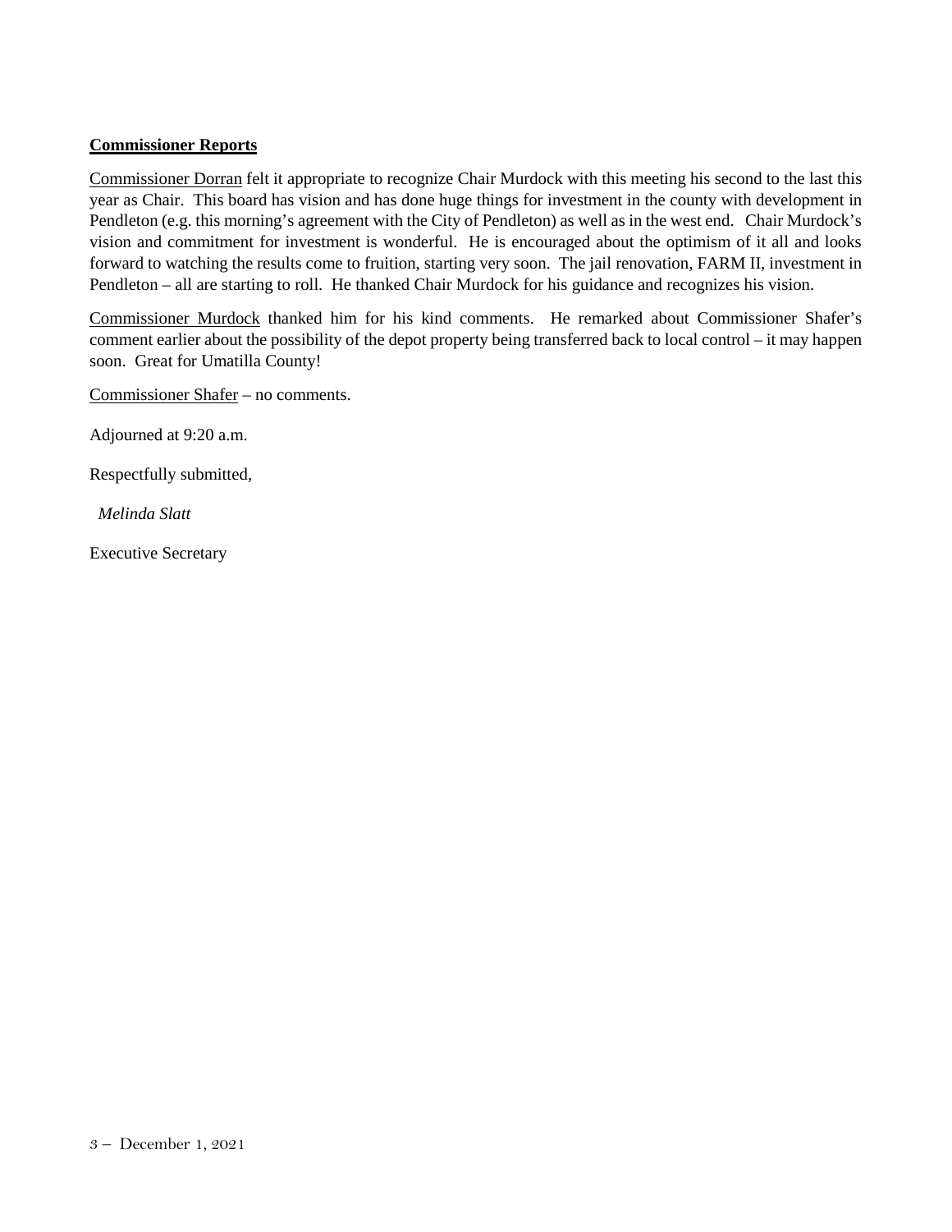**Commissioner Reports**

Commissioner Dorran felt it appropriate to recognize Chair Murdock with this meeting his second to the last this year as Chair. This board has vision and has done huge things for investment in the county with development in Pendleton (e.g. this morning's agreement with the City of Pendleton) as well as in the west end. Chair Murdock's vision and commitment for investment is wonderful. He is encouraged about the optimism of it all and looks forward to watching the results come to fruition, starting very soon. The jail renovation, FARM II, investment in Pendleton – all are starting to roll. He thanked Chair Murdock for his guidance and recognizes his vision.

Commissioner Murdock thanked him for his kind comments. He remarked about Commissioner Shafer's comment earlier about the possibility of the depot property being transferred back to local control – it may happen soon. Great for Umatilla County!

Commissioner Shafer – no comments.

Adjourned at 9:20 a.m.

Respectfully submitted,

*Melinda Slatt*

Executive Secretary